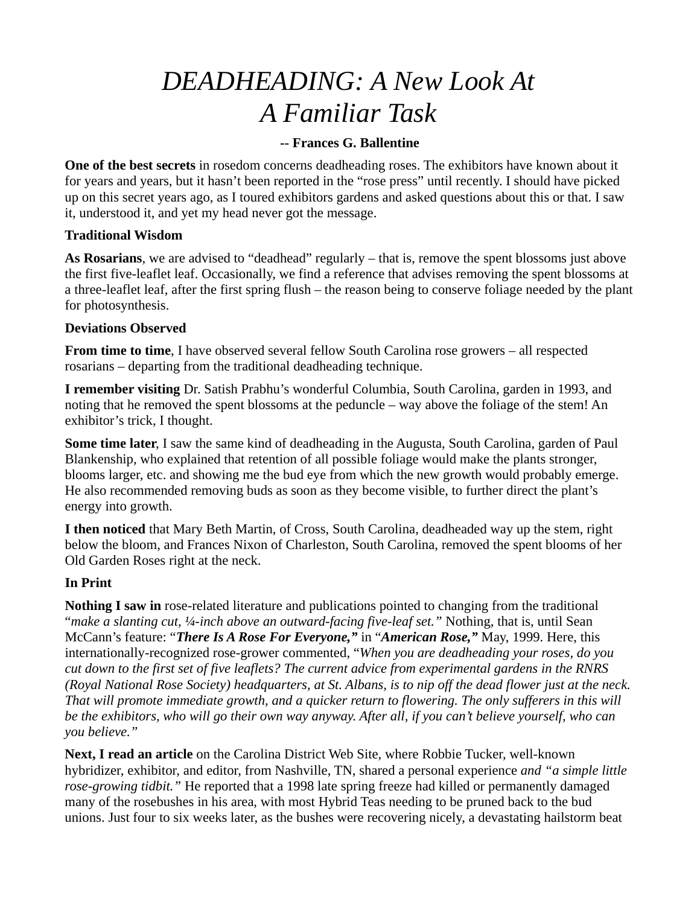# *DEADHEADING: A New Look At A Familiar Task*

**-- Frances G. Ballentine**

**One of the best secrets** in rosedom concerns deadheading roses. The exhibitors have known about it for years and years, but it hasn't been reported in the "rose press" until recently. I should have picked up on this secret years ago, as I toured exhibitors gardens and asked questions about this or that. I saw it, understood it, and yet my head never got the message.

**Traditional Wisdom**

**As Rosarians**, we are advised to "deadhead" regularly – that is, remove the spent blossoms just above the first five-leaflet leaf. Occasionally, we find a reference that advises removing the spent blossoms at a three-leaflet leaf, after the first spring flush – the reason being to conserve foliage needed by the plant for photosynthesis.

**Deviations Observed**

**From time to time**, I have observed several fellow South Carolina rose growers – all respected rosarians – departing from the traditional deadheading technique.

**I remember visiting** Dr. Satish Prabhu's wonderful Columbia, South Carolina, garden in 1993, and noting that he removed the spent blossoms at the peduncle – way above the foliage of the stem! An exhibitor's trick, I thought.

**Some time later**, I saw the same kind of deadheading in the Augusta, South Carolina, garden of Paul Blankenship, who explained that retention of all possible foliage would make the plants stronger, blooms larger, etc. and showing me the bud eye from which the new growth would probably emerge. He also recommended removing buds as soon as they become visible, to further direct the plant's energy into growth.

**I then noticed** that Mary Beth Martin, of Cross, South Carolina, deadheaded way up the stem, right below the bloom, and Frances Nixon of Charleston, South Carolina, removed the spent blooms of her Old Garden Roses right at the neck.

**In Print**

**Nothing I saw in** rose-related literature and publications pointed to changing from the traditional "*make a slanting cut, ¼-inch above an outward-facing five-leaf set.*" Nothing, that is, until Sean McCann's feature: "***There Is A Rose For Everyone,"*** in "***American Rose,"*** May, 1999. Here, this internationally-recognized rose-grower commented, "*When you are deadheading your roses, do you cut down to the first set of five leaflets? The current advice from experimental gardens in the RNRS (Royal National Rose Society) headquarters, at St. Albans, is to nip off the dead flower just at the neck. That will promote immediate growth, and a quicker return to flowering. The only sufferers in this will be the exhibitors, who will go their own way anyway. After all, if you can't believe yourself, who can you believe."*

**Next, I read an article** on the Carolina District Web Site, where Robbie Tucker, well-known hybridizer, exhibitor, and editor, from Nashville, TN, shared a personal experience *and "a simple little rose-growing tidbit."* He reported that a 1998 late spring freeze had killed or permanently damaged many of the rosebushes in his area, with most Hybrid Teas needing to be pruned back to the bud unions. Just four to six weeks later, as the bushes were recovering nicely, a devastating hailstorm beat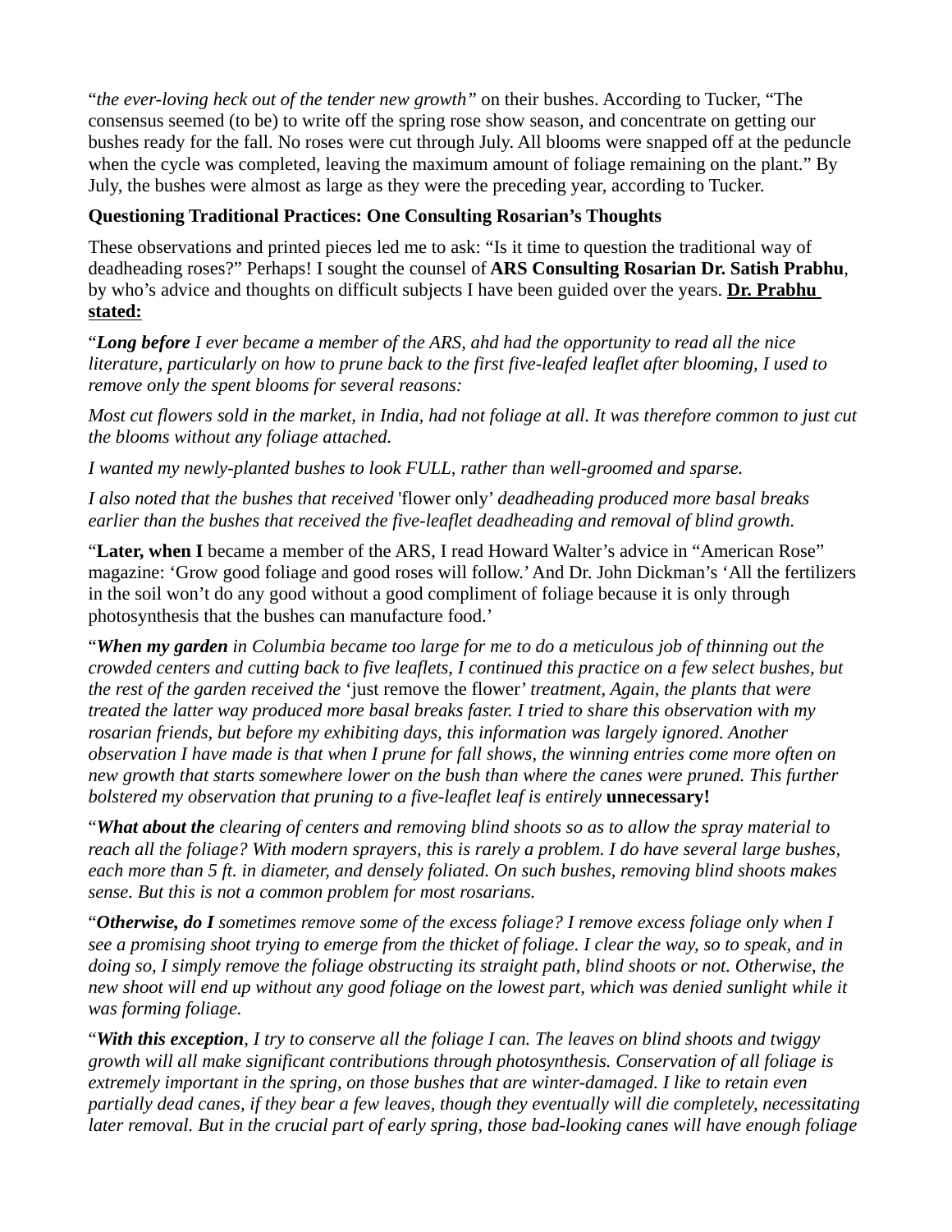"*the ever-loving heck out of the tender new growth"* on their bushes. According to Tucker, "The consensus seemed (to be) to write off the spring rose show season, and concentrate on getting our bushes ready for the fall. No roses were cut through July. All blooms were snapped off at the peduncle when the cycle was completed, leaving the maximum amount of foliage remaining on the plant." By July, the bushes were almost as large as they were the preceding year, according to Tucker.

**Questioning Traditional Practices: One Consulting Rosarian's Thoughts**

These observations and printed pieces led me to ask: "Is it time to question the traditional way of deadheading roses?" Perhaps! I sought the counsel of **ARS Consulting Rosarian Dr. Satish Prabhu**, by who's advice and thoughts on difficult subjects I have been guided over the years. **Dr. Prabhu stated:**

"***Long before*** *I ever became a member of the ARS, ahd had the opportunity to read all the nice literature, particularly on how to prune back to the first five-leafed leaflet after blooming, I used to remove only the spent blooms for several reasons:*

*Most cut flowers sold in the market, in India, had not foliage at all. It was therefore common to just cut the blooms without any foliage attached.*

*I wanted my newly-planted bushes to look FULL, rather than well-groomed and sparse.*

*I also noted that the bushes that received* 'flower only' *deadheading produced more basal breaks earlier than the bushes that received the five-leaflet deadheading and removal of blind growth.*

"**Later, when I** became a member of the ARS, I read Howard Walter's advice in "American Rose" magazine: 'Grow good foliage and good roses will follow.' And Dr. John Dickman's 'All the fertilizers in the soil won't do any good without a good compliment of foliage because it is only through photosynthesis that the bushes can manufacture food.'

"***When my garden*** *in Columbia became too large for me to do a meticulous job of thinning out the crowded centers and cutting back to five leaflets, I continued this practice on a few select bushes, but the rest of the garden received the* 'just remove the flower' *treatment, Again, the plants that were treated the latter way produced more basal breaks faster. I tried to share this observation with my rosarian friends, but before my exhibiting days, this information was largely ignored. Another observation I have made is that when I prune for fall shows, the winning entries come more often on new growth that starts somewhere lower on the bush than where the canes were pruned. This further bolstered my observation that pruning to a five-leaflet leaf is entirely* **unnecessary!**

"***What about the*** *clearing of centers and removing blind shoots so as to allow the spray material to reach all the foliage? With modern sprayers, this is rarely a problem. I do have several large bushes, each more than 5 ft. in diameter, and densely foliated. On such bushes, removing blind shoots makes sense. But this is not a common problem for most rosarians.*

"***Otherwise, do I*** *sometimes remove some of the excess foliage? I remove excess foliage only when I see a promising shoot trying to emerge from the thicket of foliage. I clear the way, so to speak, and in doing so, I simply remove the foliage obstructing its straight path, blind shoots or not. Otherwise, the new shoot will end up without any good foliage on the lowest part, which was denied sunlight while it was forming foliage.*

"***With this exception****, I try to conserve all the foliage I can. The leaves on blind shoots and twiggy growth will all make significant contributions through photosynthesis. Conservation of all foliage is extremely important in the spring, on those bushes that are winter-damaged. I like to retain even partially dead canes, if they bear a few leaves, though they eventually will die completely, necessitating later removal. But in the crucial part of early spring, those bad-looking canes will have enough foliage*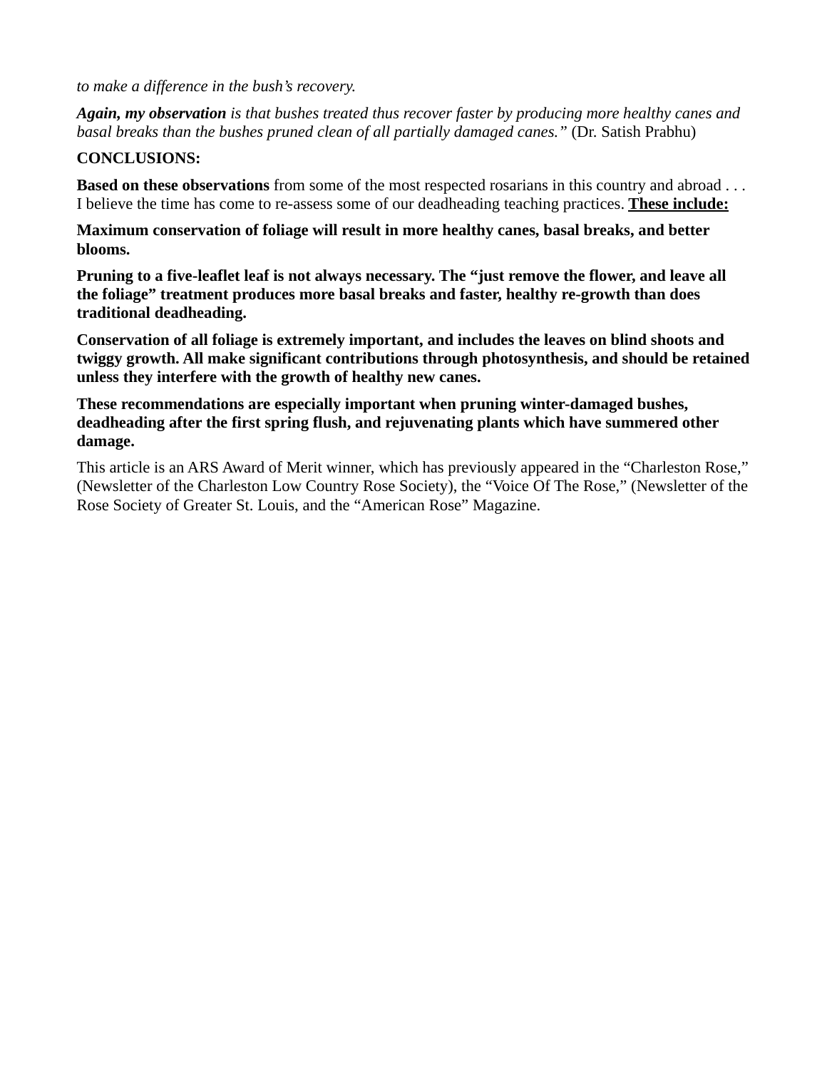*to make a difference in the bush's recovery.*

***Again, my observation** is that bushes treated thus recover faster by producing more healthy canes and basal breaks than the bushes pruned clean of all partially damaged canes."* (Dr. Satish Prabhu)

**CONCLUSIONS:**

**Based on these observations** from some of the most respected rosarians in this country and abroad . . . I believe the time has come to re-assess some of our deadheading teaching practices. <u>**These include:**</u>

**Maximum conservation of foliage will result in more healthy canes, basal breaks, and better blooms.**

**Pruning to a five-leaflet leaf is not always necessary. The "just remove the flower, and leave all the foliage" treatment produces more basal breaks and faster, healthy re-growth than does traditional deadheading.**

**Conservation of all foliage is extremely important, and includes the leaves on blind shoots and twiggy growth. All make significant contributions through photosynthesis, and should be retained unless they interfere with the growth of healthy new canes.**

**These recommendations are especially important when pruning winter-damaged bushes, deadheading after the first spring flush, and rejuvenating plants which have summered other damage.**

This article is an ARS Award of Merit winner, which has previously appeared in the "Charleston Rose," (Newsletter of the Charleston Low Country Rose Society), the "Voice Of The Rose," (Newsletter of the Rose Society of Greater St. Louis, and the "American Rose" Magazine.